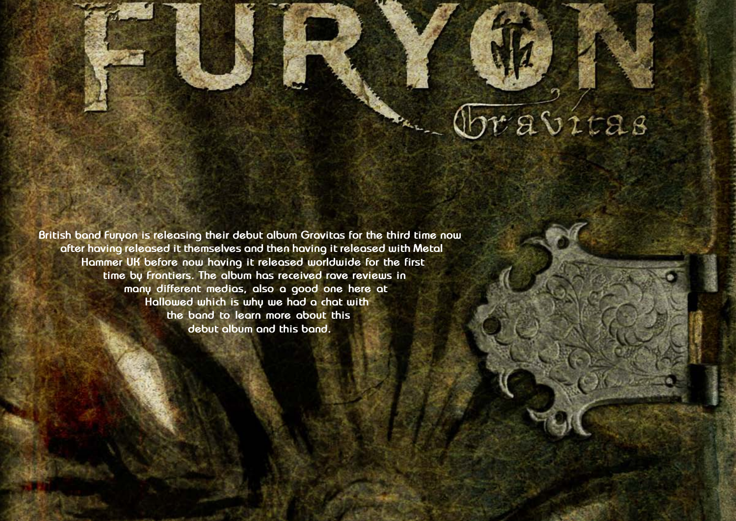# FURYON

## Gravitas

British band Furyon is releasing their debut album Gravitas for the third time now after having released it themselves and then having it released with Metal Hammer UK before now having it released worldwide for the first time by Frontiers. The album has received rave reviews in many different medias, also a good one here at Hallowed which is why we had a chat with the band to learn more about this debut album and this band.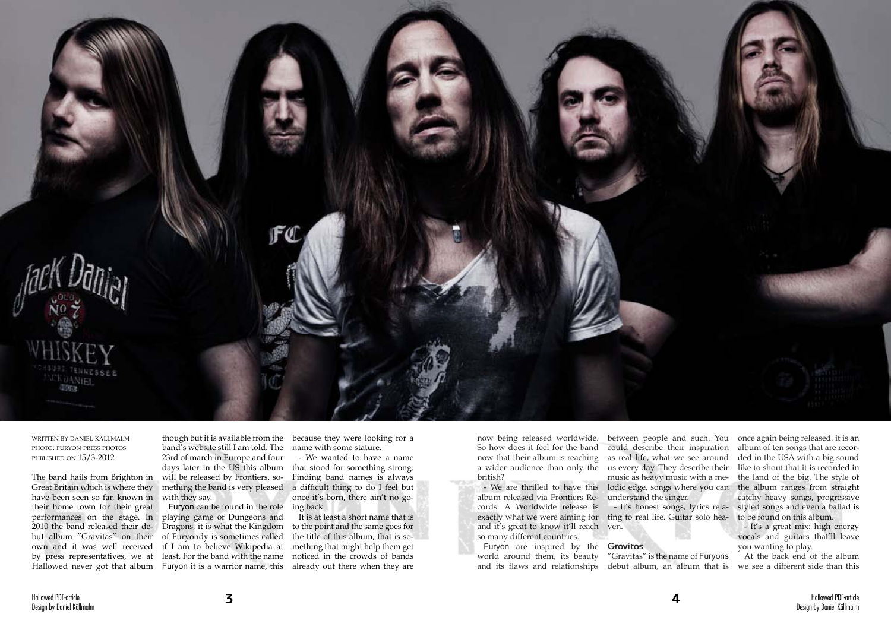WRITTEN BY DANIEL KÄLLMALM
PHOTO: FURYON PRESS PHOTOS
PUBLISHED ON 15/3-2012

The band hails from Brighton in Great Britain which is where they have been seen so far, known in their home town for their great performances on the stage. In 2010 the band released their debut album "Gravitas" on their own and it was well received by press representatives, we at Hallowed never got that album though but it is available from the band's website still I am told. The 23rd of march in Europe and four days later in the US this album will be released by Frontiers, something the band is very pleased with they say.

Furyon can be found in the role playing game of Dungeons and Dragons, it is what the Kingdom of Furyondy is sometimes called if I am to believe Wikipedia at least. For the band with the name Furyon it is a warrior name, this because they were looking for a name with some stature.

- We wanted to have a name that stood for something strong. Finding band names is always a difficult thing to do I feel but once it's born, there ain't no going back.

It is at least a short name that is to the point and the same goes for the title of this album, that is something that might help them get noticed in the crowds of bands already out there when they are now being released worldwide. So how does it feel for the band now that their album is reaching a wider audience than only the british?

- We are thrilled to have this album released via Frontiers Records. A Worldwide release is exactly what we were aiming for and it's great to know it'll reach so many different countries.

Furyon are inspired by the world around them, its beauty and its flaws and relationships between people and such. You could describe their inspiration as real life, what we see around us every day. They describe their music as heavy music with a melodic edge, songs where you can understand the singer.

- It's honest songs, lyrics relating to real life. Guitar solo heaven.

### Gravitas

"Gravitas" is the name of Furyons debut album, an album that is once again being released. it is an album of ten songs that are recorded in the USA with a big sound like to shout that it is recorded in the land of the big. The style of the album ranges from straight catchy heavy songs, progressive styled songs and even a ballad is to be found on this album.

- It's a great mix: high energy vocals and guitars that'll leave you wanting to play.

At the back end of the album we see a different side than this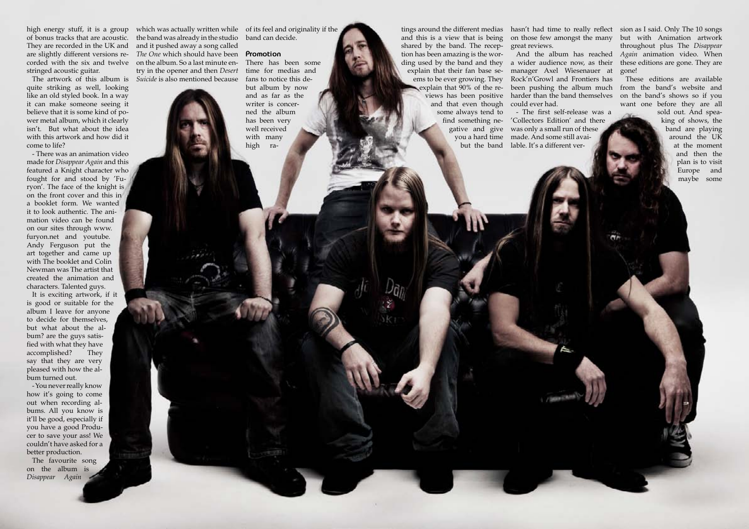high energy stuff, it is a group of bonus tracks that are acoustic. They are recorded in the UK and are slightly different versions recorded with the six and twelve stringed acoustic guitar.

The artwork of this album is quite striking as well, looking like an old styled book. In a way it can make someone seeing it believe that it is some kind of power metal album, which it clearly isn't. But what about the idea with this artwork and how did it come to life?

- There was an animation video made for *Disappear Again* and this featured a Knight character who fought for and stood by 'Furyon'. The face of the knight is on the front cover and this in a booklet form. We wanted it to look authentic. The animation video can be found on our sites through www.furyon.net and youtube. Andy Ferguson put the art together and came up with The booklet and Colin Newman was The artist that created the animation and characters. Talented guys.

It is exciting artwork, if it is good or suitable for the album I leave for anyone to decide for themselves, but what about the album? are the guys satisfied with what they have accomplished? They say that they are very pleased with how the album turned out.

- You never really know how it's going to come out when recording albums. All you know is it'll be good, especially if you have a good Producer to save your ass! We couldn't have asked for a better production.

The favourite song on the album is *Disappear Again* which was actually written while the band was already in the studio and it pushed away a song called *The One* which should have been on the album. So a last minute entry in the opener and then *Desert Suicide* is also mentioned because of its feel and originality if the band can decide.

## Promotion

There has been some time for medias and fans to notice this debut album by now and as far as the writer is concerned the album has been very well received with many high ratings around the different medias and this is a view that is being shared by the band. The reception has been amazing is the wording used by the band and they explain that their fan base seems to be ever growing. They explain that 90% of the reviews has been positive and that even though some always tend to find something negative and give you a hard time but the band hasn't had time to really reflect on those few amongst the many great reviews.

And the album has reached a wider audience now, as their manager Axel Wiesenauer at Rock'n'Growl and Frontiers has been pushing the album much harder than the band themselves could ever had.

- The first self-release was a 'Collectors Edition' and there was only a small run of these made. And some still available. It's a different version as I said. Only The 10 songs but with Animation artwork throughout plus The *Disappear Again* animation video. When these editions are gone. They are gone!

These editions are available from the band's website and on the band's shows so if you want one before they are all sold out. And speaking of shows, the band are playing around the UK at the moment and then the plan is to visit Europe and maybe some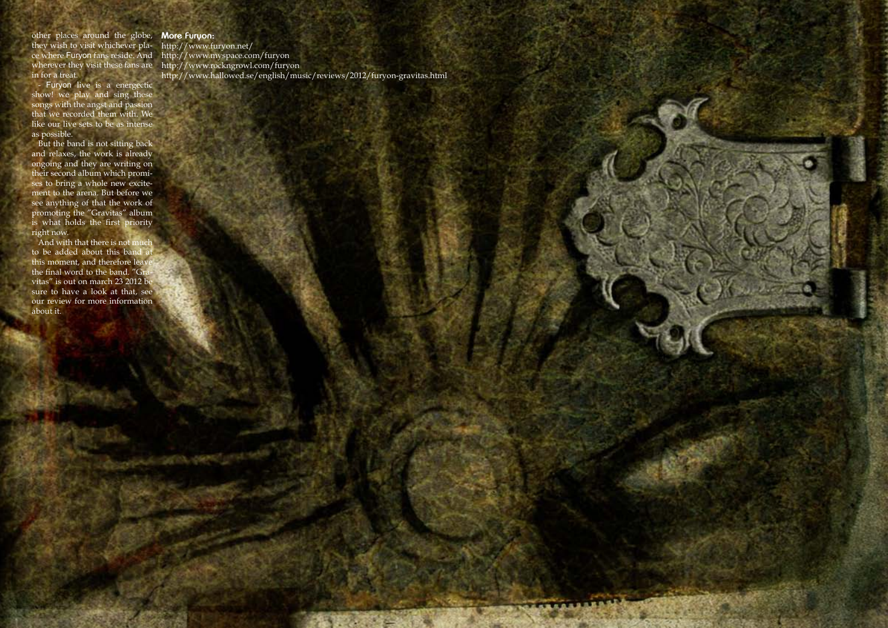other places around the globe, they wish to visit whichever place where Furyon fans reside. And wherever they visit these fans are in for a treat.

- Furyon live is a energectic show! we play and sing these songs with the angst and passion that we recorded them with. We like our live sets to be as intense as possible.

But the band is not sitting back and relaxes, the work is already ongoing and they are writing on their second album which promises to bring a whole new excitement to the arena. But before we see anything of that the work of promoting the "Gravitas" album is what holds the first priority right now.

And with that there is not much to be added about this band at this moment, and therefore leave the final word to the band. "Gravitas" is out on march 23 2012 be sure to have a look at that, see our review for more information about it.

**More Furyon:**

http://www.furyon.net/
http://www.myspace.com/furyon
http://www.rockngrowl.com/furyon
http://www.hallowed.se/english/music/reviews/2012/furyon-gravitas.html